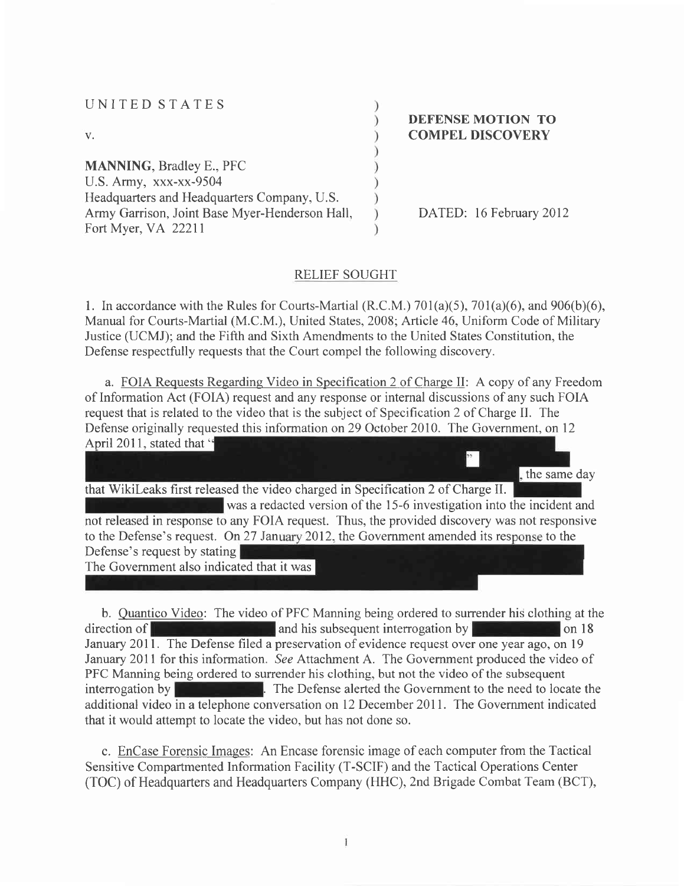UNITED STATES

v.

**MANNING**, Bradley E., PFC
U.S. Army, xxx-xx-9504
Headquarters and Headquarters Company, U.S. Army Garrison, Joint Base Myer-Henderson Hall, Fort Myer, VA 22211

**DEFENSE MOTION TO COMPEL DISCOVERY**

DATED: 16 February 2012

## RELIEF SOUGHT

1. In accordance with the Rules for Courts-Martial (R.C.M.) 701(a)(5), 701(a)(6), and 906(b)(6), Manual for Courts-Martial (M.C.M.), United States, 2008; Article 46, Uniform Code of Military Justice (UCMJ); and the Fifth and Sixth Amendments to the United States Constitution, the Defense respectfully requests that the Court compel the following discovery.

a. FOIA Requests Regarding Video in Specification 2 of Charge II: A copy of any Freedom of Information Act (FOIA) request and any response or internal discussions of any such FOIA request that is related to the video that is the subject of Specification 2 of Charge II. The Defense originally requested this information on 29 October 2010. The Government, on 12 April 2011, stated that "[REDACTED]" [REDACTED], the same day that WikiLeaks first released the video charged in Specification 2 of Charge II. [REDACTED] was a redacted version of the 15-6 investigation into the incident and not released in response to any FOIA request. Thus, the provided discovery was not responsive to the Defense's request. On 27 January 2012, the Government amended its response to the Defense's request by stating [REDACTED] The Government also indicated that it was [REDACTED]

b. Quantico Video: The video of PFC Manning being ordered to surrender his clothing at the direction of [REDACTED] and his subsequent interrogation by [REDACTED] on 18 January 2011. The Defense filed a preservation of evidence request over one year ago, on 19 January 2011 for this information. *See* Attachment A. The Government produced the video of PFC Manning being ordered to surrender his clothing, but not the video of the subsequent interrogation by [REDACTED]. The Defense alerted the Government to the need to locate the additional video in a telephone conversation on 12 December 2011. The Government indicated that it would attempt to locate the video, but has not done so.

c. EnCase Forensic Images: An Encase forensic image of each computer from the Tactical Sensitive Compartmented Information Facility (T-SCIF) and the Tactical Operations Center (TOC) of Headquarters and Headquarters Company (HHC), 2nd Brigade Combat Team (BCT),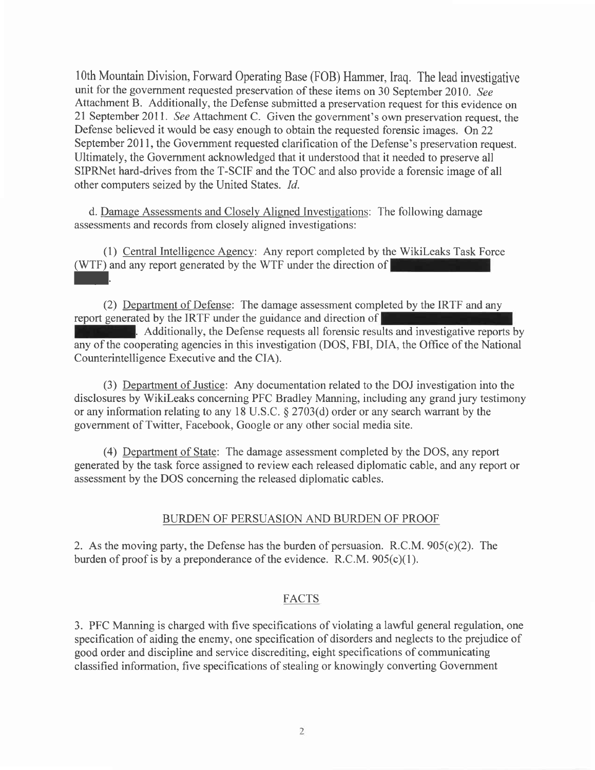10th Mountain Division, Forward Operating Base (FOB) Hammer, Iraq. The lead investigative unit for the government requested preservation of these items on 30 September 2010. *See* Attachment B. Additionally, the Defense submitted a preservation request for this evidence on 21 September 2011. *See* Attachment C. Given the government's own preservation request, the Defense believed it would be easy enough to obtain the requested forensic images. On 22 September 2011, the Government requested clarification of the Defense's preservation request. Ultimately, the Government acknowledged that it understood that it needed to preserve all SIPRNet hard-drives from the T-SCIF and the TOC and also provide a forensic image of all other computers seized by the United States. *Id.*

d. Damage Assessments and Closely Aligned Investigations: The following damage assessments and records from closely aligned investigations:

(1) Central Intelligence Agency: Any report completed by the WikiLeaks Task Force (WTF) and any report generated by the WTF under the direction of [REDACTED].

(2) Department of Defense: The damage assessment completed by the IRTF and any report generated by the IRTF under the guidance and direction of [REDACTED]. Additionally, the Defense requests all forensic results and investigative reports by any of the cooperating agencies in this investigation (DOS, FBI, DIA, the Office of the National Counterintelligence Executive and the CIA).

(3) Department of Justice: Any documentation related to the DOJ investigation into the disclosures by WikiLeaks concerning PFC Bradley Manning, including any grand jury testimony or any information relating to any 18 U.S.C. § 2703(d) order or any search warrant by the government of Twitter, Facebook, Google or any other social media site.

(4) Department of State: The damage assessment completed by the DOS, any report generated by the task force assigned to review each released diplomatic cable, and any report or assessment by the DOS concerning the released diplomatic cables.

## BURDEN OF PERSUASION AND BURDEN OF PROOF

2. As the moving party, the Defense has the burden of persuasion. R.C.M. 905(c)(2). The burden of proof is by a preponderance of the evidence. R.C.M. 905(c)(1).

## FACTS

3. PFC Manning is charged with five specifications of violating a lawful general regulation, one specification of aiding the enemy, one specification of disorders and neglects to the prejudice of good order and discipline and service discrediting, eight specifications of communicating classified information, five specifications of stealing or knowingly converting Government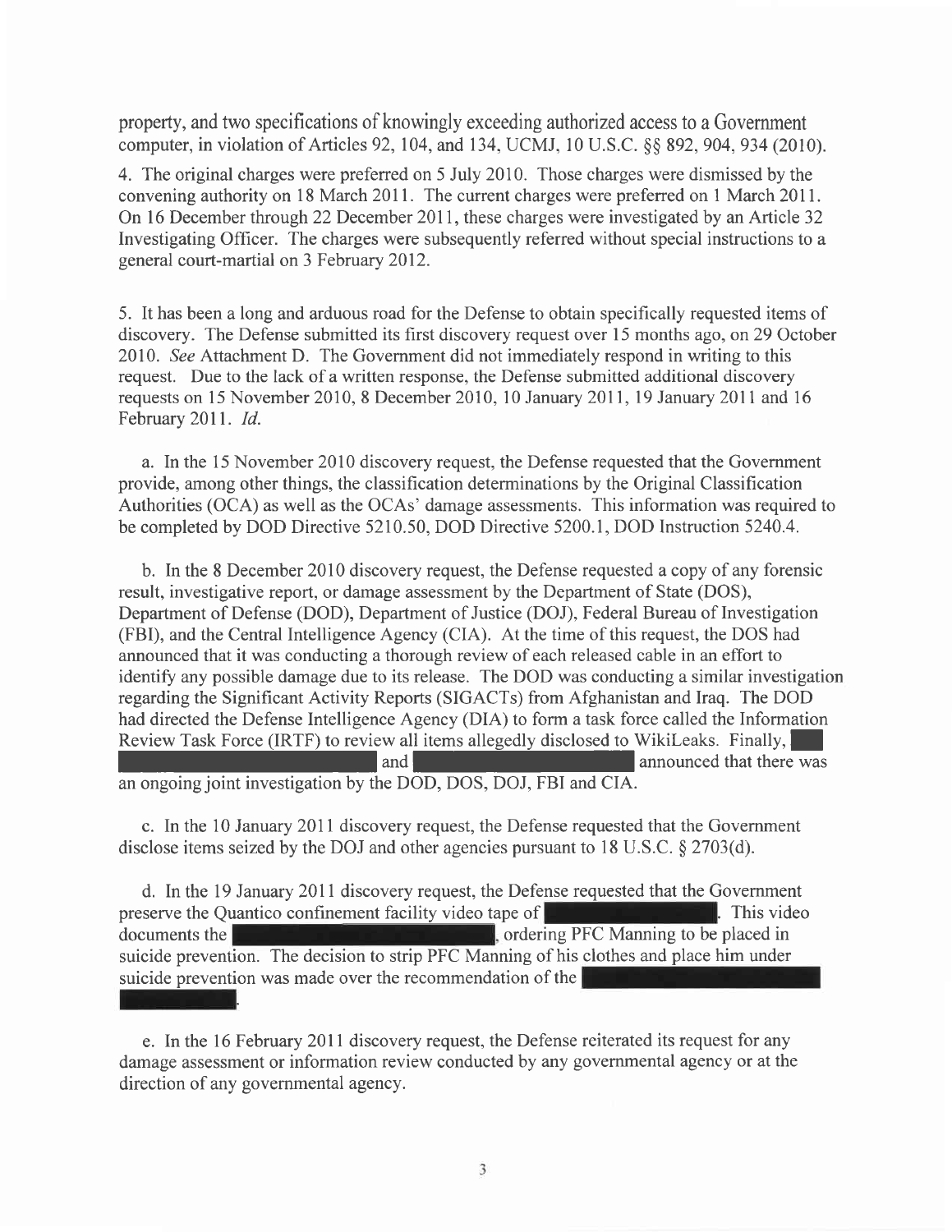property, and two specifications of knowingly exceeding authorized access to a Government computer, in violation of Articles 92, 104, and 134, UCMJ, 10 U.S.C. §§ 892, 904, 934 (2010).

4. The original charges were preferred on 5 July 2010. Those charges were dismissed by the convening authority on 18 March 2011. The current charges were preferred on 1 March 2011. On 16 December through 22 December 2011, these charges were investigated by an Article 32 Investigating Officer. The charges were subsequently referred without special instructions to a general court-martial on 3 February 2012.

5. It has been a long and arduous road for the Defense to obtain specifically requested items of discovery. The Defense submitted its first discovery request over 15 months ago, on 29 October 2010. *See* Attachment D. The Government did not immediately respond in writing to this request. Due to the lack of a written response, the Defense submitted additional discovery requests on 15 November 2010, 8 December 2010, 10 January 2011, 19 January 2011 and 16 February 2011. *Id.*

a. In the 15 November 2010 discovery request, the Defense requested that the Government provide, among other things, the classification determinations by the Original Classification Authorities (OCA) as well as the OCAs' damage assessments. This information was required to be completed by DOD Directive 5210.50, DOD Directive 5200.1, DOD Instruction 5240.4.

b. In the 8 December 2010 discovery request, the Defense requested a copy of any forensic result, investigative report, or damage assessment by the Department of State (DOS), Department of Defense (DOD), Department of Justice (DOJ), Federal Bureau of Investigation (FBI), and the Central Intelligence Agency (CIA). At the time of this request, the DOS had announced that it was conducting a thorough review of each released cable in an effort to identify any possible damage due to its release. The DOD was conducting a similar investigation regarding the Significant Activity Reports (SIGACTs) from Afghanistan and Iraq. The DOD had directed the Defense Intelligence Agency (DIA) to form a task force called the Information Review Task Force (IRTF) to review all items allegedly disclosed to WikiLeaks. Finally, [REDACTED] and [REDACTED] announced that there was an ongoing joint investigation by the DOD, DOS, DOJ, FBI and CIA.

c. In the 10 January 2011 discovery request, the Defense requested that the Government disclose items seized by the DOJ and other agencies pursuant to 18 U.S.C. § 2703(d).

d. In the 19 January 2011 discovery request, the Defense requested that the Government preserve the Quantico confinement facility video tape of [REDACTED]. This video documents the [REDACTED], ordering PFC Manning to be placed in suicide prevention. The decision to strip PFC Manning of his clothes and place him under suicide prevention was made over the recommendation of the [REDACTED].

e. In the 16 February 2011 discovery request, the Defense reiterated its request for any damage assessment or information review conducted by any governmental agency or at the direction of any governmental agency.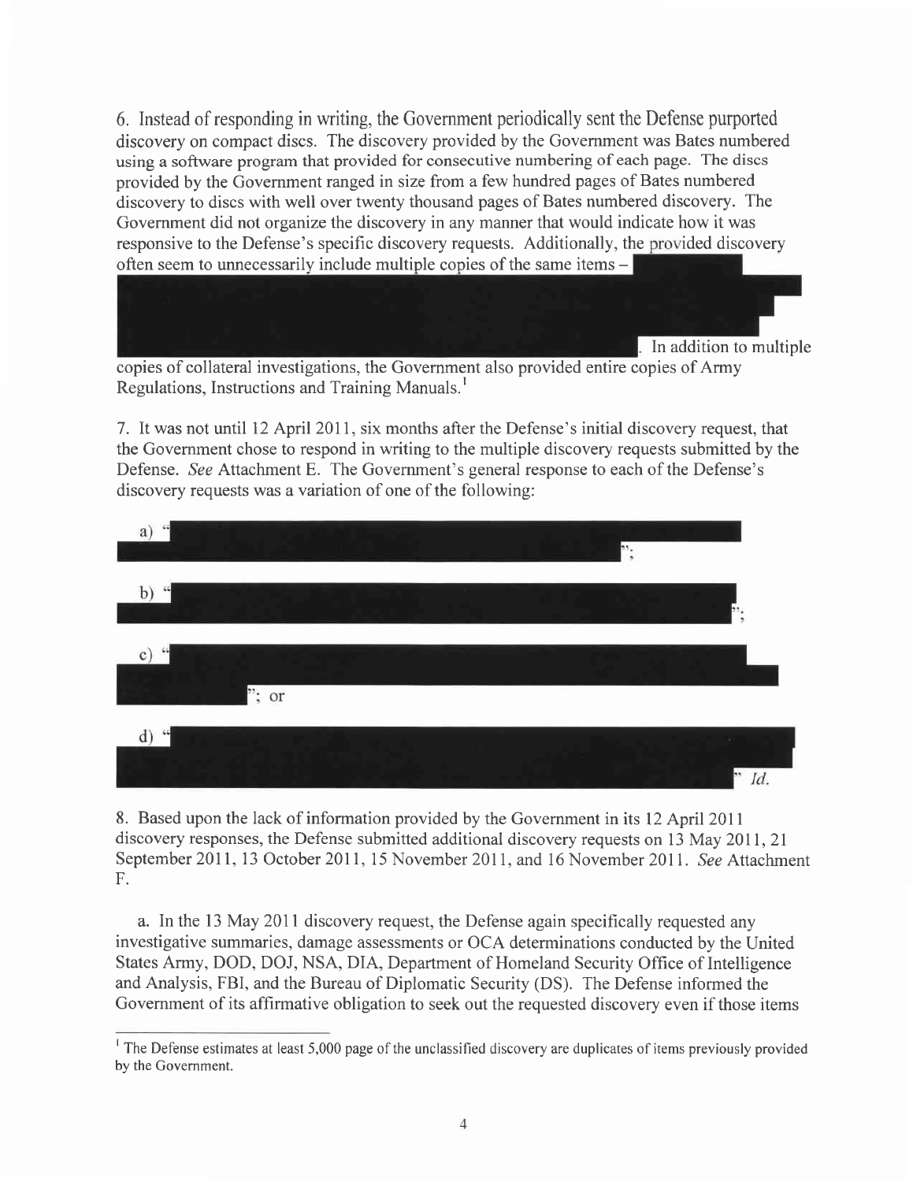6. Instead of responding in writing, the Government periodically sent the Defense purported discovery on compact discs. The discovery provided by the Government was Bates numbered using a software program that provided for consecutive numbering of each page. The discs provided by the Government ranged in size from a few hundred pages of Bates numbered discovery to discs with well over twenty thousand pages of Bates numbered discovery. The Government did not organize the discovery in any manner that would indicate how it was responsive to the Defense's specific discovery requests. Additionally, the provided discovery often seem to unnecessarily include multiple copies of the same items – [REDACTED]. In addition to multiple copies of collateral investigations, the Government also provided entire copies of Army Regulations, Instructions and Training Manuals.[1]

7. It was not until 12 April 2011, six months after the Defense's initial discovery request, that the Government chose to respond in writing to the multiple discovery requests submitted by the Defense. *See* Attachment E. The Government's general response to each of the Defense's discovery requests was a variation of one of the following:

a) "[REDACTED]";

b) "[REDACTED]";

c) "[REDACTED]"; or

d) "[REDACTED]" *Id.*

8. Based upon the lack of information provided by the Government in its 12 April 2011 discovery responses, the Defense submitted additional discovery requests on 13 May 2011, 21 September 2011, 13 October 2011, 15 November 2011, and 16 November 2011. *See* Attachment F.

a. In the 13 May 2011 discovery request, the Defense again specifically requested any investigative summaries, damage assessments or OCA determinations conducted by the United States Army, DOD, DOJ, NSA, DIA, Department of Homeland Security Office of Intelligence and Analysis, FBI, and the Bureau of Diplomatic Security (DS). The Defense informed the Government of its affirmative obligation to seek out the requested discovery even if those items

---

[1] The Defense estimates at least 5,000 page of the unclassified discovery are duplicates of items previously provided by the Government.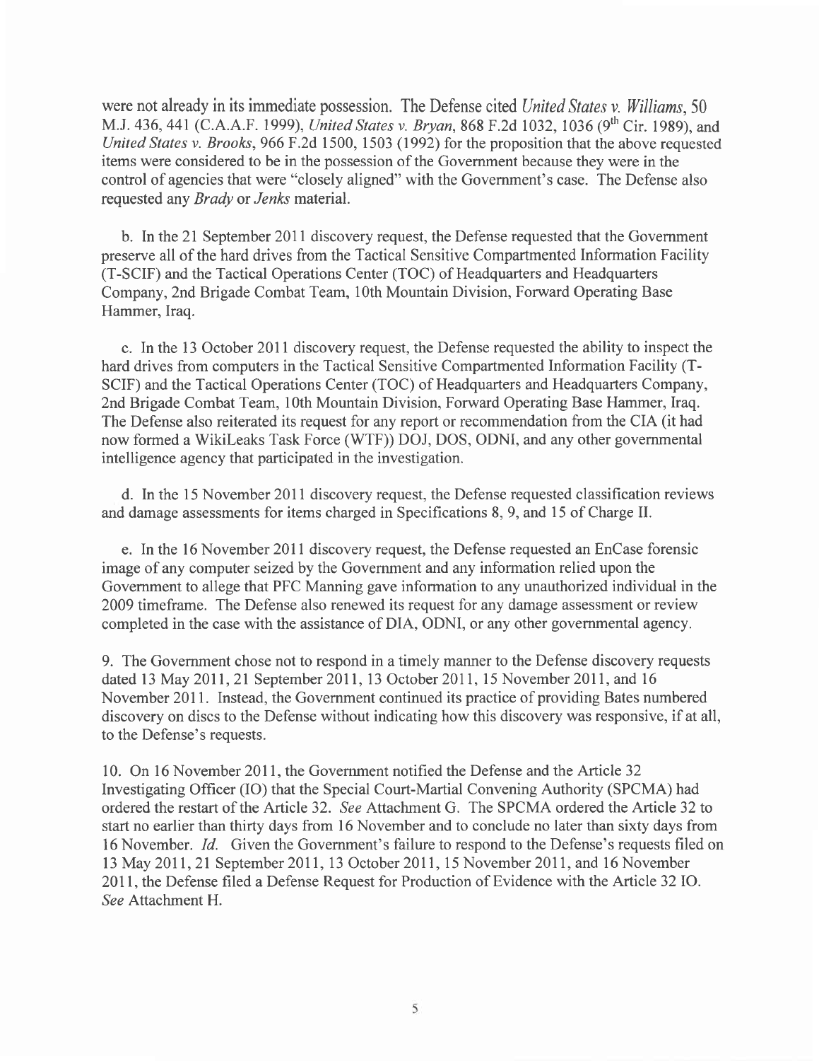were not already in its immediate possession. The Defense cited *United States v. Williams*, 50 M.J. 436, 441 (C.A.A.F. 1999), *United States v. Bryan*, 868 F.2d 1032, 1036 (9th Cir. 1989), and *United States v. Brooks*, 966 F.2d 1500, 1503 (1992) for the proposition that the above requested items were considered to be in the possession of the Government because they were in the control of agencies that were "closely aligned" with the Government's case. The Defense also requested any *Brady* or *Jenks* material.

b. In the 21 September 2011 discovery request, the Defense requested that the Government preserve all of the hard drives from the Tactical Sensitive Compartmented Information Facility (T-SCIF) and the Tactical Operations Center (TOC) of Headquarters and Headquarters Company, 2nd Brigade Combat Team, 10th Mountain Division, Forward Operating Base Hammer, Iraq.

c. In the 13 October 2011 discovery request, the Defense requested the ability to inspect the hard drives from computers in the Tactical Sensitive Compartmented Information Facility (T-SCIF) and the Tactical Operations Center (TOC) of Headquarters and Headquarters Company, 2nd Brigade Combat Team, 10th Mountain Division, Forward Operating Base Hammer, Iraq. The Defense also reiterated its request for any report or recommendation from the CIA (it had now formed a WikiLeaks Task Force (WTF)) DOJ, DOS, ODNI, and any other governmental intelligence agency that participated in the investigation.

d. In the 15 November 2011 discovery request, the Defense requested classification reviews and damage assessments for items charged in Specifications 8, 9, and 15 of Charge II.

e. In the 16 November 2011 discovery request, the Defense requested an EnCase forensic image of any computer seized by the Government and any information relied upon the Government to allege that PFC Manning gave information to any unauthorized individual in the 2009 timeframe. The Defense also renewed its request for any damage assessment or review completed in the case with the assistance of DIA, ODNI, or any other governmental agency.

9. The Government chose not to respond in a timely manner to the Defense discovery requests dated 13 May 2011, 21 September 2011, 13 October 2011, 15 November 2011, and 16 November 2011. Instead, the Government continued its practice of providing Bates numbered discovery on discs to the Defense without indicating how this discovery was responsive, if at all, to the Defense's requests.

10. On 16 November 2011, the Government notified the Defense and the Article 32 Investigating Officer (IO) that the Special Court-Martial Convening Authority (SPCMA) had ordered the restart of the Article 32. *See* Attachment G. The SPCMA ordered the Article 32 to start no earlier than thirty days from 16 November and to conclude no later than sixty days from 16 November. *Id.* Given the Government's failure to respond to the Defense's requests filed on 13 May 2011, 21 September 2011, 13 October 2011, 15 November 2011, and 16 November 2011, the Defense filed a Defense Request for Production of Evidence with the Article 32 IO. *See* Attachment H.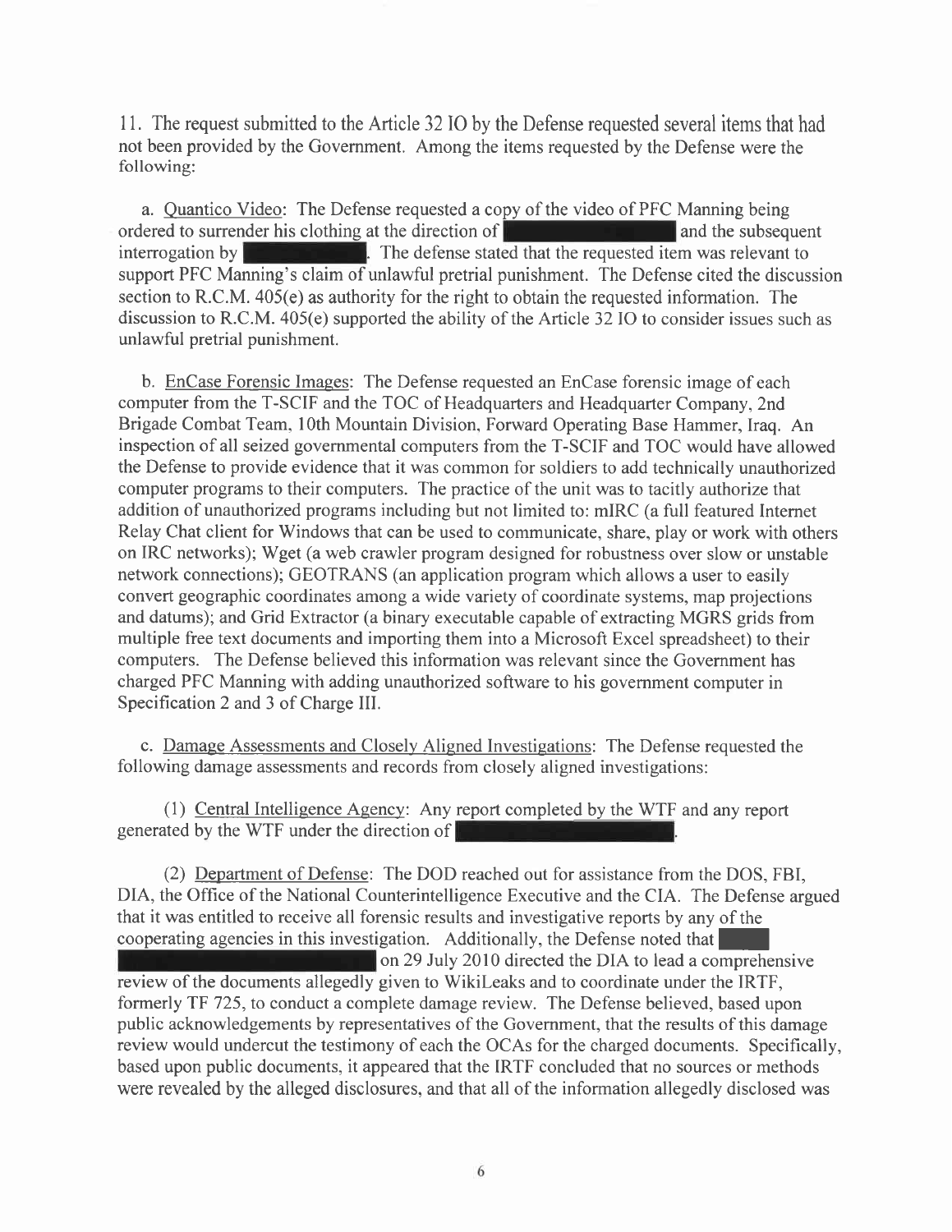11. The request submitted to the Article 32 IO by the Defense requested several items that had not been provided by the Government. Among the items requested by the Defense were the following:

a. Quantico Video: The Defense requested a copy of the video of PFC Manning being ordered to surrender his clothing at the direction of [REDACTED] and the subsequent interrogation by [REDACTED]. The defense stated that the requested item was relevant to support PFC Manning's claim of unlawful pretrial punishment. The Defense cited the discussion section to R.C.M. 405(e) as authority for the right to obtain the requested information. The discussion to R.C.M. 405(e) supported the ability of the Article 32 IO to consider issues such as unlawful pretrial punishment.

b. EnCase Forensic Images: The Defense requested an EnCase forensic image of each computer from the T-SCIF and the TOC of Headquarters and Headquarter Company, 2nd Brigade Combat Team, 10th Mountain Division, Forward Operating Base Hammer, Iraq. An inspection of all seized governmental computers from the T-SCIF and TOC would have allowed the Defense to provide evidence that it was common for soldiers to add technically unauthorized computer programs to their computers. The practice of the unit was to tacitly authorize that addition of unauthorized programs including but not limited to: mIRC (a full featured Internet Relay Chat client for Windows that can be used to communicate, share, play or work with others on IRC networks); Wget (a web crawler program designed for robustness over slow or unstable network connections); GEOTRANS (an application program which allows a user to easily convert geographic coordinates among a wide variety of coordinate systems, map projections and datums); and Grid Extractor (a binary executable capable of extracting MGRS grids from multiple free text documents and importing them into a Microsoft Excel spreadsheet) to their computers. The Defense believed this information was relevant since the Government has charged PFC Manning with adding unauthorized software to his government computer in Specification 2 and 3 of Charge III.

c. Damage Assessments and Closely Aligned Investigations: The Defense requested the following damage assessments and records from closely aligned investigations:

(1) Central Intelligence Agency: Any report completed by the WTF and any report generated by the WTF under the direction of [REDACTED].

(2) Department of Defense: The DOD reached out for assistance from the DOS, FBI, DIA, the Office of the National Counterintelligence Executive and the CIA. The Defense argued that it was entitled to receive all forensic results and investigative reports by any of the cooperating agencies in this investigation. Additionally, the Defense noted that [REDACTED] on 29 July 2010 directed the DIA to lead a comprehensive review of the documents allegedly given to WikiLeaks and to coordinate under the IRTF, formerly TF 725, to conduct a complete damage review. The Defense believed, based upon public acknowledgements by representatives of the Government, that the results of this damage review would undercut the testimony of each the OCAs for the charged documents. Specifically, based upon public documents, it appeared that the IRTF concluded that no sources or methods were revealed by the alleged disclosures, and that all of the information allegedly disclosed was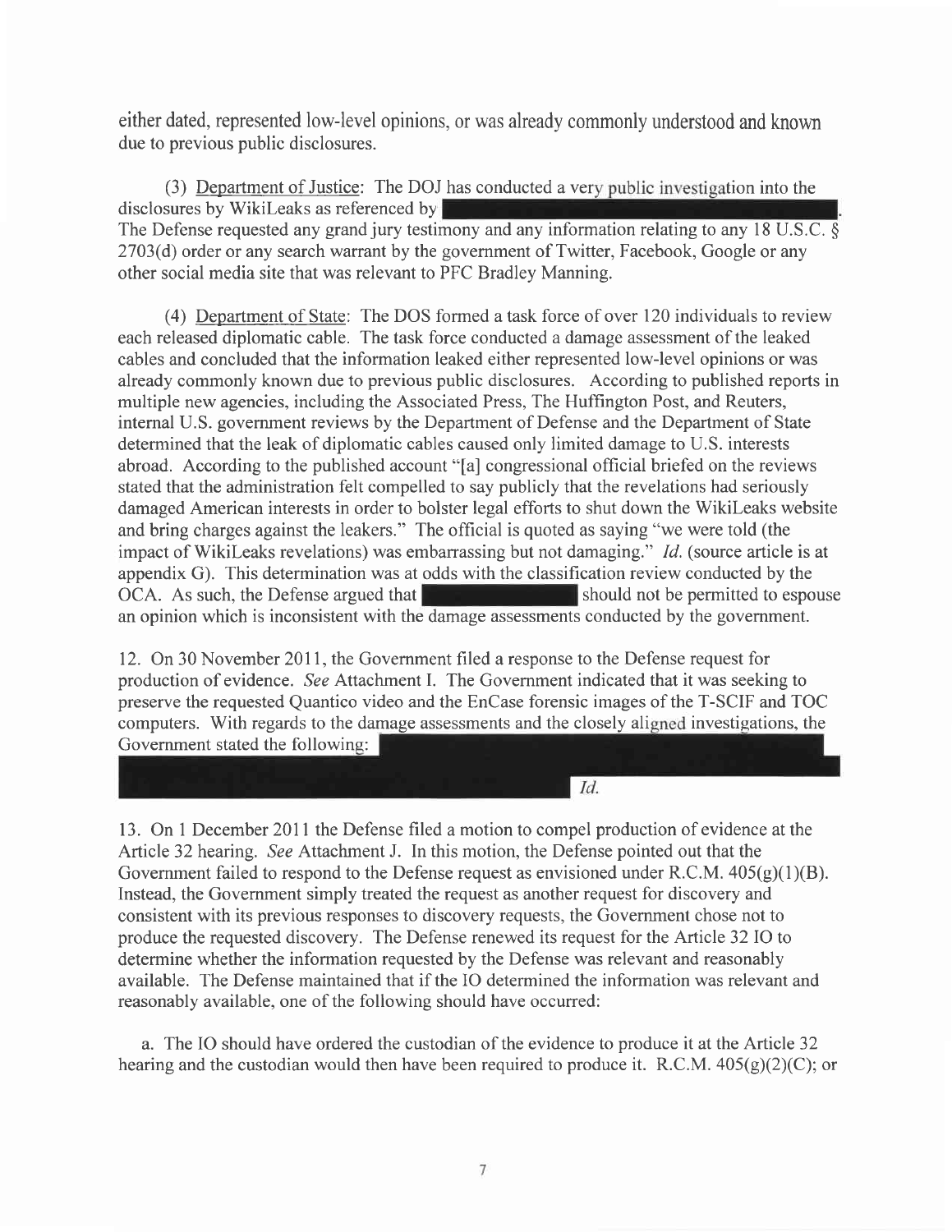either dated, represented low-level opinions, or was already commonly understood and known due to previous public disclosures.

(3) Department of Justice: The DOJ has conducted a very public investigation into the disclosures by WikiLeaks as referenced by ███████████████████████. The Defense requested any grand jury testimony and any information relating to any 18 U.S.C. § 2703(d) order or any search warrant by the government of Twitter, Facebook, Google or any other social media site that was relevant to PFC Bradley Manning.

(4) Department of State: The DOS formed a task force of over 120 individuals to review each released diplomatic cable. The task force conducted a damage assessment of the leaked cables and concluded that the information leaked either represented low-level opinions or was already commonly known due to previous public disclosures. According to published reports in multiple new agencies, including the Associated Press, The Huffington Post, and Reuters, internal U.S. government reviews by the Department of Defense and the Department of State determined that the leak of diplomatic cables caused only limited damage to U.S. interests abroad. According to the published account "[a] congressional official briefed on the reviews stated that the administration felt compelled to say publicly that the revelations had seriously damaged American interests in order to bolster legal efforts to shut down the WikiLeaks website and bring charges against the leakers." The official is quoted as saying "we were told (the impact of WikiLeaks revelations) was embarrassing but not damaging." *Id.* (source article is at appendix G). This determination was at odds with the classification review conducted by the OCA. As such, the Defense argued that ███████████ should not be permitted to espouse an opinion which is inconsistent with the damage assessments conducted by the government.

12. On 30 November 2011, the Government filed a response to the Defense request for production of evidence. *See* Attachment I. The Government indicated that it was seeking to preserve the requested Quantico video and the EnCase forensic images of the T-SCIF and TOC computers. With regards to the damage assessments and the closely aligned investigations, the Government stated the following: ███████████████████████████████████████ *Id.*

13. On 1 December 2011 the Defense filed a motion to compel production of evidence at the Article 32 hearing. *See* Attachment J. In this motion, the Defense pointed out that the Government failed to respond to the Defense request as envisioned under R.C.M. 405(g)(1)(B). Instead, the Government simply treated the request as another request for discovery and consistent with its previous responses to discovery requests, the Government chose not to produce the requested discovery. The Defense renewed its request for the Article 32 IO to determine whether the information requested by the Defense was relevant and reasonably available. The Defense maintained that if the IO determined the information was relevant and reasonably available, one of the following should have occurred:

a. The IO should have ordered the custodian of the evidence to produce it at the Article 32 hearing and the custodian would then have been required to produce it. R.C.M. 405(g)(2)(C); or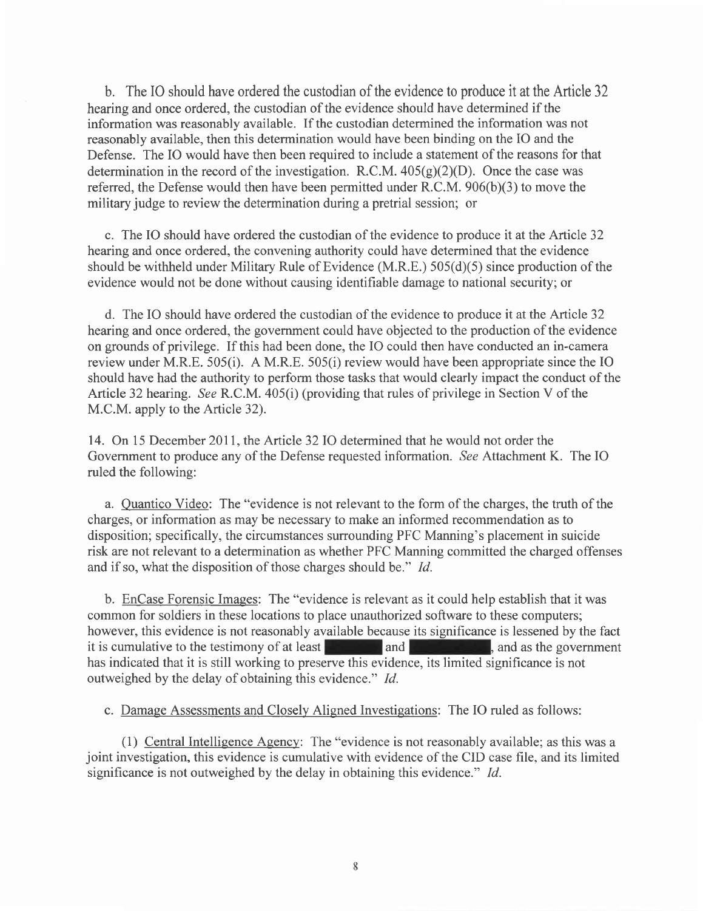b. The IO should have ordered the custodian of the evidence to produce it at the Article 32 hearing and once ordered, the custodian of the evidence should have determined if the information was reasonably available. If the custodian determined the information was not reasonably available, then this determination would have been binding on the IO and the Defense. The IO would have then been required to include a statement of the reasons for that determination in the record of the investigation. R.C.M. 405(g)(2)(D). Once the case was referred, the Defense would then have been permitted under R.C.M. 906(b)(3) to move the military judge to review the determination during a pretrial session; or

c. The IO should have ordered the custodian of the evidence to produce it at the Article 32 hearing and once ordered, the convening authority could have determined that the evidence should be withheld under Military Rule of Evidence (M.R.E.) 505(d)(5) since production of the evidence would not be done without causing identifiable damage to national security; or

d. The IO should have ordered the custodian of the evidence to produce it at the Article 32 hearing and once ordered, the government could have objected to the production of the evidence on grounds of privilege. If this had been done, the IO could then have conducted an in-camera review under M.R.E. 505(i). A M.R.E. 505(i) review would have been appropriate since the IO should have had the authority to perform those tasks that would clearly impact the conduct of the Article 32 hearing. *See* R.C.M. 405(i) (providing that rules of privilege in Section V of the M.C.M. apply to the Article 32).

14. On 15 December 2011, the Article 32 IO determined that he would not order the Government to produce any of the Defense requested information. *See* Attachment K. The IO ruled the following:

a. Quantico Video: The "evidence is not relevant to the form of the charges, the truth of the charges, or information as may be necessary to make an informed recommendation as to disposition; specifically, the circumstances surrounding PFC Manning's placement in suicide risk are not relevant to a determination as whether PFC Manning committed the charged offenses and if so, what the disposition of those charges should be." *Id.*

b. EnCase Forensic Images: The "evidence is relevant as it could help establish that it was common for soldiers in these locations to place unauthorized software to these computers; however, this evidence is not reasonably available because its significance is lessened by the fact it is cumulative to the testimony of at least [REDACTED] and [REDACTED], and as the government has indicated that it is still working to preserve this evidence, its limited significance is not outweighed by the delay of obtaining this evidence." *Id.*

c. Damage Assessments and Closely Aligned Investigations: The IO ruled as follows:

(1) Central Intelligence Agency: The "evidence is not reasonably available; as this was a joint investigation, this evidence is cumulative with evidence of the CID case file, and its limited significance is not outweighed by the delay in obtaining this evidence." *Id.*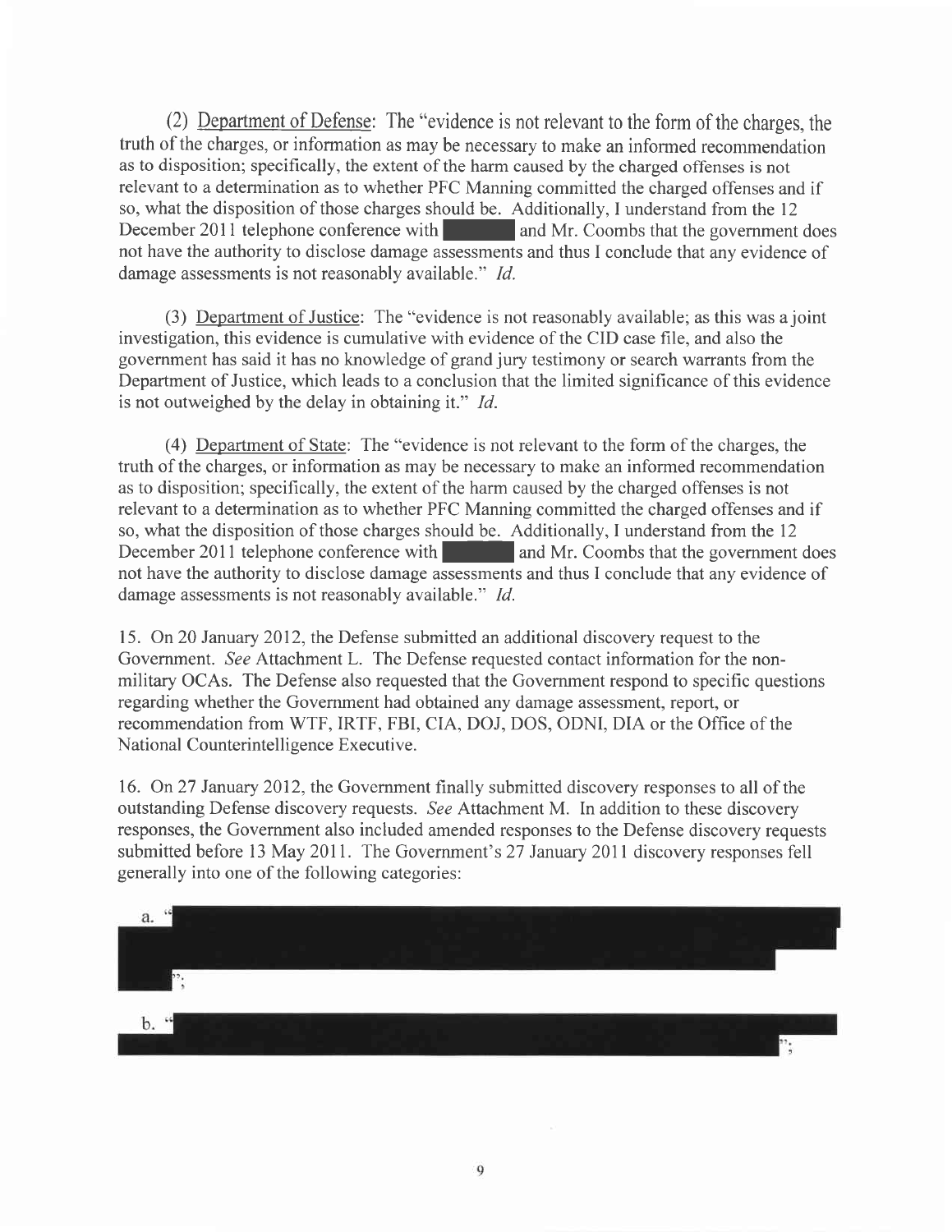(2) Department of Defense: The "evidence is not relevant to the form of the charges, the truth of the charges, or information as may be necessary to make an informed recommendation as to disposition; specifically, the extent of the harm caused by the charged offenses is not relevant to a determination as to whether PFC Manning committed the charged offenses and if so, what the disposition of those charges should be. Additionally, I understand from the 12 December 2011 telephone conference with ██████ and Mr. Coombs that the government does not have the authority to disclose damage assessments and thus I conclude that any evidence of damage assessments is not reasonably available." *Id.*

(3) Department of Justice: The "evidence is not reasonably available; as this was a joint investigation, this evidence is cumulative with evidence of the CID case file, and also the government has said it has no knowledge of grand jury testimony or search warrants from the Department of Justice, which leads to a conclusion that the limited significance of this evidence is not outweighed by the delay in obtaining it." *Id.*

(4) Department of State: The "evidence is not relevant to the form of the charges, the truth of the charges, or information as may be necessary to make an informed recommendation as to disposition; specifically, the extent of the harm caused by the charged offenses is not relevant to a determination as to whether PFC Manning committed the charged offenses and if so, what the disposition of those charges should be. Additionally, I understand from the 12 December 2011 telephone conference with ██████ and Mr. Coombs that the government does not have the authority to disclose damage assessments and thus I conclude that any evidence of damage assessments is not reasonably available." *Id.*

15. On 20 January 2012, the Defense submitted an additional discovery request to the Government. *See* Attachment L. The Defense requested contact information for the non-military OCAs. The Defense also requested that the Government respond to specific questions regarding whether the Government had obtained any damage assessment, report, or recommendation from WTF, IRTF, FBI, CIA, DOJ, DOS, ODNI, DIA or the Office of the National Counterintelligence Executive.

16. On 27 January 2012, the Government finally submitted discovery responses to all of the outstanding Defense discovery requests. *See* Attachment M. In addition to these discovery responses, the Government also included amended responses to the Defense discovery requests submitted before 13 May 2011. The Government's 27 January 2011 discovery responses fell generally into one of the following categories:

a. "██████████████████████████████████████";

b. "██████████████████████████████████████";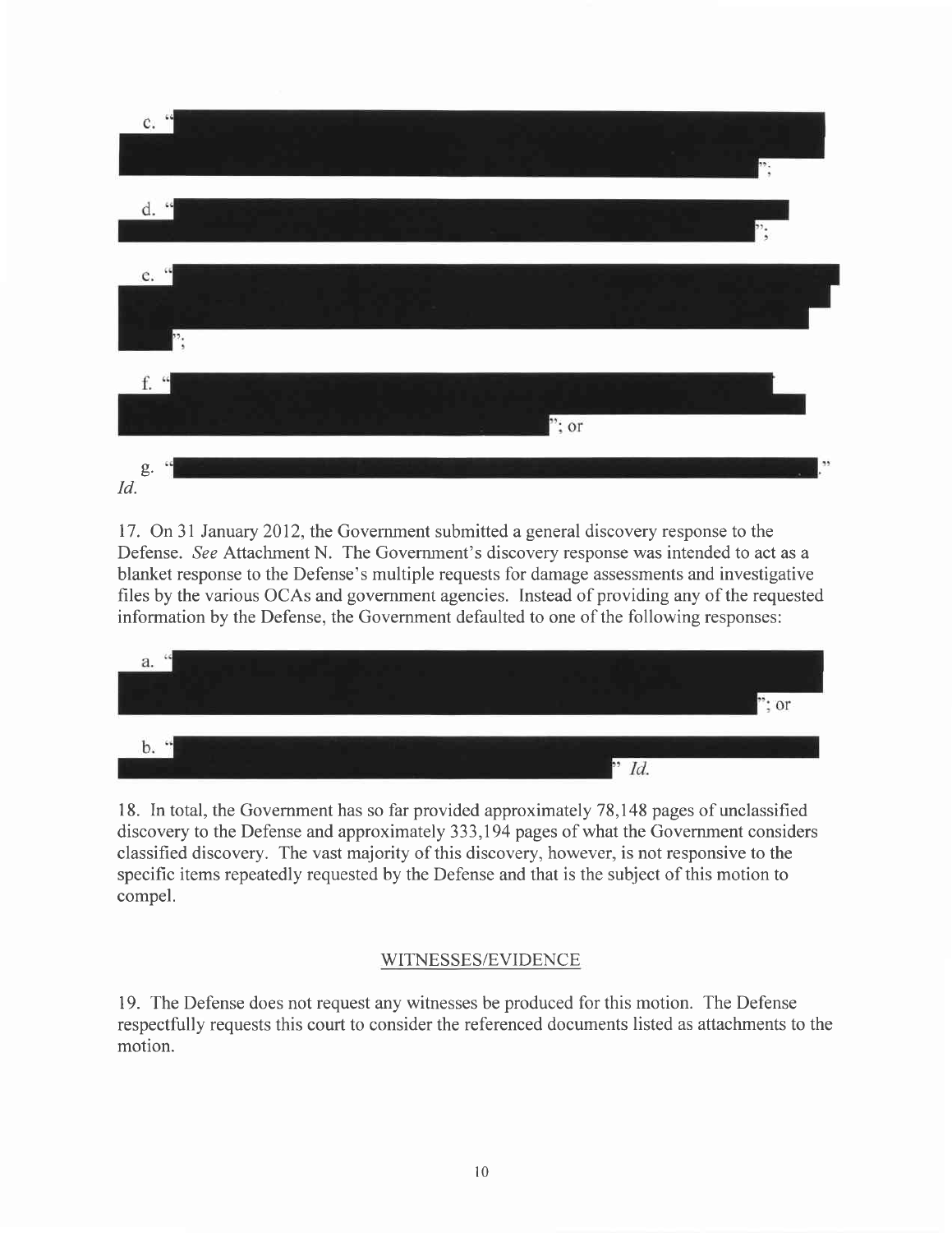c. "[REDACTED]";

d. "[REDACTED]";

e. "[REDACTED]";

f. "[REDACTED]"; or

g. "[REDACTED]."

*Id.*

17. On 31 January 2012, the Government submitted a general discovery response to the Defense. *See* Attachment N. The Government's discovery response was intended to act as a blanket response to the Defense's multiple requests for damage assessments and investigative files by the various OCAs and government agencies. Instead of providing any of the requested information by the Defense, the Government defaulted to one of the following responses:

a. "[REDACTED]"; or

b. "[REDACTED]" *Id.*

18. In total, the Government has so far provided approximately 78,148 pages of unclassified discovery to the Defense and approximately 333,194 pages of what the Government considers classified discovery. The vast majority of this discovery, however, is not responsive to the specific items repeatedly requested by the Defense and that is the subject of this motion to compel.

## WITNESSES/EVIDENCE

19. The Defense does not request any witnesses be produced for this motion. The Defense respectfully requests this court to consider the referenced documents listed as attachments to the motion.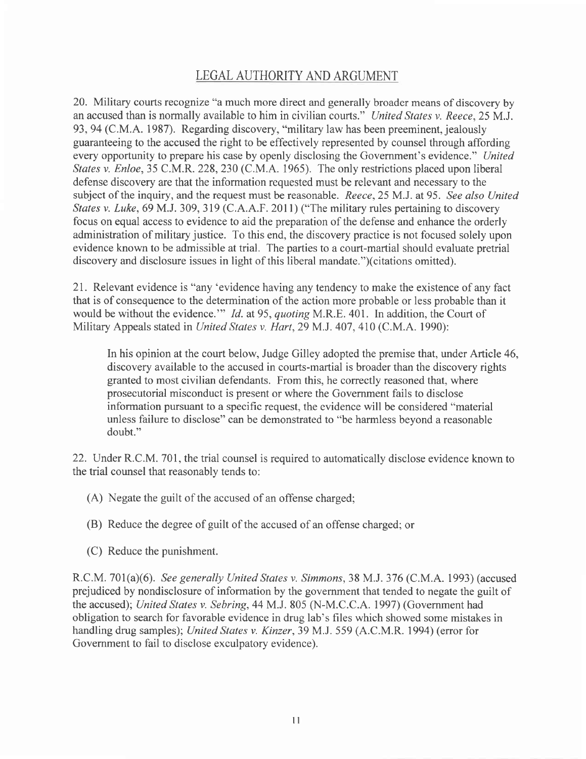## LEGAL AUTHORITY AND ARGUMENT

20. Military courts recognize "a much more direct and generally broader means of discovery by an accused than is normally available to him in civilian courts." *United States v. Reece*, 25 M.J. 93, 94 (C.M.A. 1987). Regarding discovery, "military law has been preeminent, jealously guaranteeing to the accused the right to be effectively represented by counsel through affording every opportunity to prepare his case by openly disclosing the Government's evidence." *United States v. Enloe*, 35 C.M.R. 228, 230 (C.M.A. 1965). The only restrictions placed upon liberal defense discovery are that the information requested must be relevant and necessary to the subject of the inquiry, and the request must be reasonable. *Reece*, 25 M.J. at 95. *See also United States v. Luke*, 69 M.J. 309, 319 (C.A.A.F. 2011) ("The military rules pertaining to discovery focus on equal access to evidence to aid the preparation of the defense and enhance the orderly administration of military justice. To this end, the discovery practice is not focused solely upon evidence known to be admissible at trial. The parties to a court-martial should evaluate pretrial discovery and disclosure issues in light of this liberal mandate.")(citations omitted).

21. Relevant evidence is "any 'evidence having any tendency to make the existence of any fact that is of consequence to the determination of the action more probable or less probable than it would be without the evidence.'" *Id.* at 95, *quoting* M.R.E. 401. In addition, the Court of Military Appeals stated in *United States v. Hart*, 29 M.J. 407, 410 (C.M.A. 1990):

> In his opinion at the court below, Judge Gilley adopted the premise that, under Article 46, discovery available to the accused in courts-martial is broader than the discovery rights granted to most civilian defendants. From this, he correctly reasoned that, where prosecutorial misconduct is present or where the Government fails to disclose information pursuant to a specific request, the evidence will be considered "material unless failure to disclose" can be demonstrated to "be harmless beyond a reasonable doubt."

22. Under R.C.M. 701, the trial counsel is required to automatically disclose evidence known to the trial counsel that reasonably tends to:

(A) Negate the guilt of the accused of an offense charged;

(B) Reduce the degree of guilt of the accused of an offense charged; or

(C) Reduce the punishment.

R.C.M. 701(a)(6). *See generally United States v. Simmons*, 38 M.J. 376 (C.M.A. 1993) (accused prejudiced by nondisclosure of information by the government that tended to negate the guilt of the accused); *United States v. Sebring*, 44 M.J. 805 (N-M.C.C.A. 1997) (Government had obligation to search for favorable evidence in drug lab's files which showed some mistakes in handling drug samples); *United States v. Kinzer*, 39 M.J. 559 (A.C.M.R. 1994) (error for Government to fail to disclose exculpatory evidence).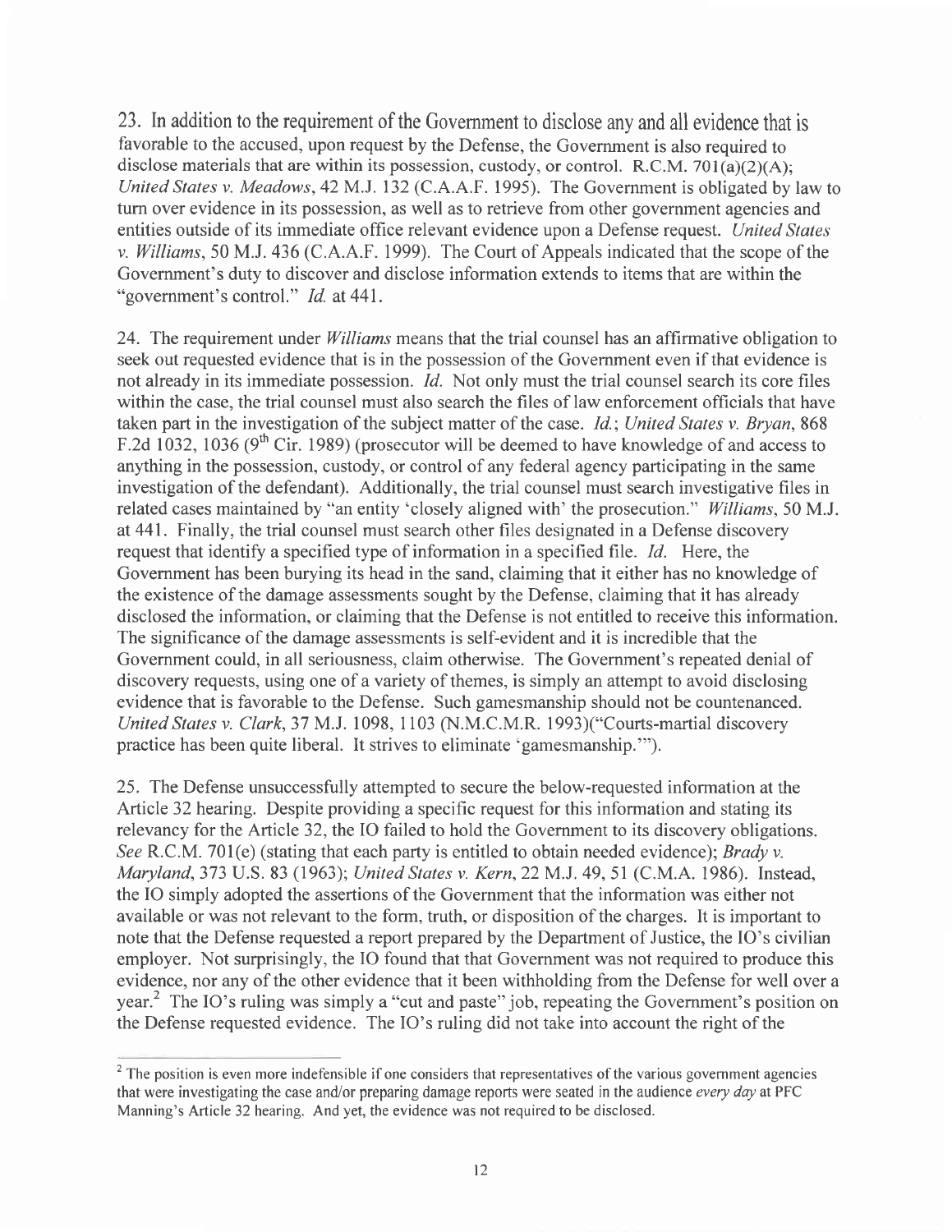23. In addition to the requirement of the Government to disclose any and all evidence that is favorable to the accused, upon request by the Defense, the Government is also required to disclose materials that are within its possession, custody, or control. R.C.M. 701(a)(2)(A); *United States v. Meadows*, 42 M.J. 132 (C.A.A.F. 1995). The Government is obligated by law to turn over evidence in its possession, as well as to retrieve from other government agencies and entities outside of its immediate office relevant evidence upon a Defense request. *United States v. Williams*, 50 M.J. 436 (C.A.A.F. 1999). The Court of Appeals indicated that the scope of the Government's duty to discover and disclose information extends to items that are within the "government's control." *Id.* at 441.

24. The requirement under *Williams* means that the trial counsel has an affirmative obligation to seek out requested evidence that is in the possession of the Government even if that evidence is not already in its immediate possession. *Id.* Not only must the trial counsel search its core files within the case, the trial counsel must also search the files of law enforcement officials that have taken part in the investigation of the subject matter of the case. *Id.*; *United States v. Bryan*, 868 F.2d 1032, 1036 (9th Cir. 1989) (prosecutor will be deemed to have knowledge of and access to anything in the possession, custody, or control of any federal agency participating in the same investigation of the defendant). Additionally, the trial counsel must search investigative files in related cases maintained by "an entity 'closely aligned with' the prosecution." *Williams*, 50 M.J. at 441. Finally, the trial counsel must search other files designated in a Defense discovery request that identify a specified type of information in a specified file. *Id.* Here, the Government has been burying its head in the sand, claiming that it either has no knowledge of the existence of the damage assessments sought by the Defense, claiming that it has already disclosed the information, or claiming that the Defense is not entitled to receive this information. The significance of the damage assessments is self-evident and it is incredible that the Government could, in all seriousness, claim otherwise. The Government's repeated denial of discovery requests, using one of a variety of themes, is simply an attempt to avoid disclosing evidence that is favorable to the Defense. Such gamesmanship should not be countenanced. *United States v. Clark*, 37 M.J. 1098, 1103 (N.M.C.M.R. 1993)("Courts-martial discovery practice has been quite liberal. It strives to eliminate 'gamesmanship.'").

25. The Defense unsuccessfully attempted to secure the below-requested information at the Article 32 hearing. Despite providing a specific request for this information and stating its relevancy for the Article 32, the IO failed to hold the Government to its discovery obligations. *See* R.C.M. 701(e) (stating that each party is entitled to obtain needed evidence); *Brady v. Maryland*, 373 U.S. 83 (1963); *United States v. Kern*, 22 M.J. 49, 51 (C.M.A. 1986). Instead, the IO simply adopted the assertions of the Government that the information was either not available or was not relevant to the form, truth, or disposition of the charges. It is important to note that the Defense requested a report prepared by the Department of Justice, the IO's civilian employer. Not surprisingly, the IO found that that Government was not required to produce this evidence, nor any of the other evidence that it been withholding from the Defense for well over a year.[2] The IO's ruling was simply a "cut and paste" job, repeating the Government's position on the Defense requested evidence. The IO's ruling did not take into account the right of the

[2] The position is even more indefensible if one considers that representatives of the various government agencies that were investigating the case and/or preparing damage reports were seated in the audience *every day* at PFC Manning's Article 32 hearing. And yet, the evidence was not required to be disclosed.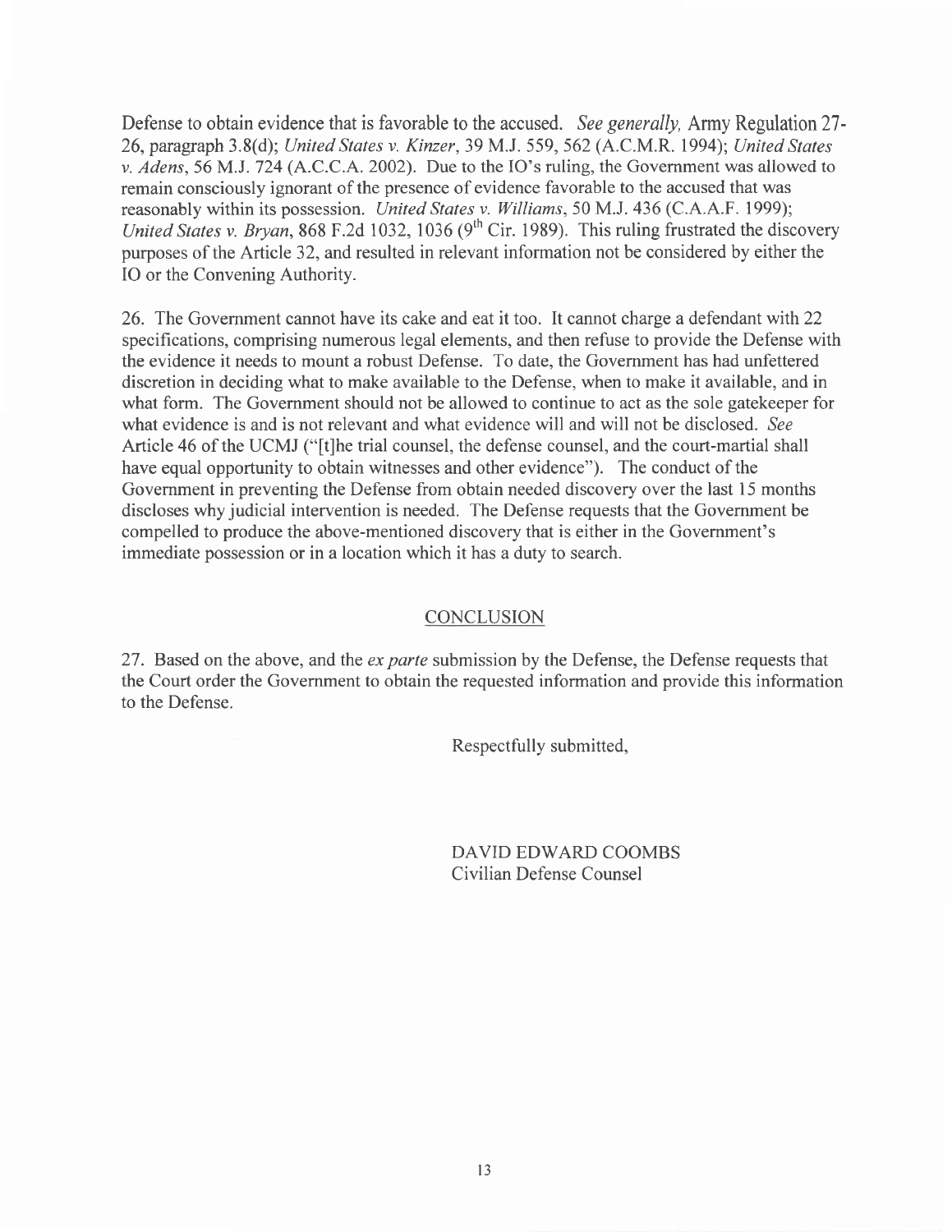Defense to obtain evidence that is favorable to the accused. *See generally,* Army Regulation 27-26, paragraph 3.8(d); *United States v. Kinzer*, 39 M.J. 559, 562 (A.C.M.R. 1994); *United States v. Adens*, 56 M.J. 724 (A.C.C.A. 2002). Due to the IO's ruling, the Government was allowed to remain consciously ignorant of the presence of evidence favorable to the accused that was reasonably within its possession. *United States v. Williams*, 50 M.J. 436 (C.A.A.F. 1999); *United States v. Bryan*, 868 F.2d 1032, 1036 (9th Cir. 1989). This ruling frustrated the discovery purposes of the Article 32, and resulted in relevant information not be considered by either the IO or the Convening Authority.

26. The Government cannot have its cake and eat it too. It cannot charge a defendant with 22 specifications, comprising numerous legal elements, and then refuse to provide the Defense with the evidence it needs to mount a robust Defense. To date, the Government has had unfettered discretion in deciding what to make available to the Defense, when to make it available, and in what form. The Government should not be allowed to continue to act as the sole gatekeeper for what evidence is and is not relevant and what evidence will and will not be disclosed. *See* Article 46 of the UCMJ ("[t]he trial counsel, the defense counsel, and the court-martial shall have equal opportunity to obtain witnesses and other evidence"). The conduct of the Government in preventing the Defense from obtain needed discovery over the last 15 months discloses why judicial intervention is needed. The Defense requests that the Government be compelled to produce the above-mentioned discovery that is either in the Government's immediate possession or in a location which it has a duty to search.

## CONCLUSION

27. Based on the above, and the *ex parte* submission by the Defense, the Defense requests that the Court order the Government to obtain the requested information and provide this information to the Defense.

Respectfully submitted,

DAVID EDWARD COOMBS
Civilian Defense Counsel